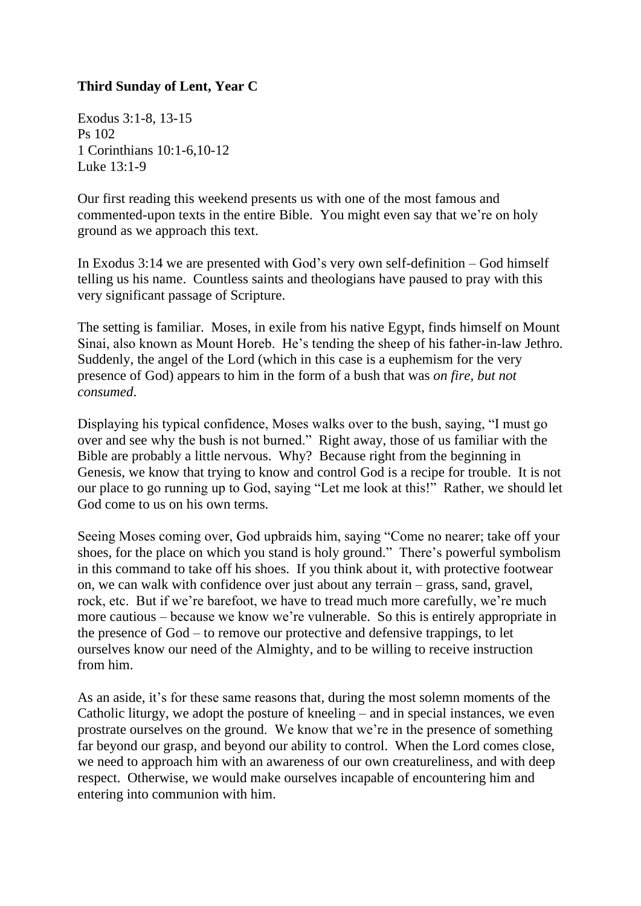**Third Sunday of Lent, Year C**

Exodus 3:1-8, 13-15
Ps 102
1 Corinthians 10:1-6,10-12
Luke 13:1-9

Our first reading this weekend presents us with one of the most famous and commented-upon texts in the entire Bible. You might even say that we're on holy ground as we approach this text.

In Exodus 3:14 we are presented with God's very own self-definition – God himself telling us his name. Countless saints and theologians have paused to pray with this very significant passage of Scripture.

The setting is familiar. Moses, in exile from his native Egypt, finds himself on Mount Sinai, also known as Mount Horeb. He's tending the sheep of his father-in-law Jethro. Suddenly, the angel of the Lord (which in this case is a euphemism for the very presence of God) appears to him in the form of a bush that was *on fire, but not consumed*.

Displaying his typical confidence, Moses walks over to the bush, saying, "I must go over and see why the bush is not burned." Right away, those of us familiar with the Bible are probably a little nervous. Why? Because right from the beginning in Genesis, we know that trying to know and control God is a recipe for trouble. It is not our place to go running up to God, saying "Let me look at this!" Rather, we should let God come to us on his own terms.

Seeing Moses coming over, God upbraids him, saying "Come no nearer; take off your shoes, for the place on which you stand is holy ground." There's powerful symbolism in this command to take off his shoes. If you think about it, with protective footwear on, we can walk with confidence over just about any terrain – grass, sand, gravel, rock, etc. But if we're barefoot, we have to tread much more carefully, we're much more cautious – because we know we're vulnerable. So this is entirely appropriate in the presence of God – to remove our protective and defensive trappings, to let ourselves know our need of the Almighty, and to be willing to receive instruction from him.

As an aside, it's for these same reasons that, during the most solemn moments of the Catholic liturgy, we adopt the posture of kneeling – and in special instances, we even prostrate ourselves on the ground. We know that we're in the presence of something far beyond our grasp, and beyond our ability to control. When the Lord comes close, we need to approach him with an awareness of our own creatureliness, and with deep respect. Otherwise, we would make ourselves incapable of encountering him and entering into communion with him.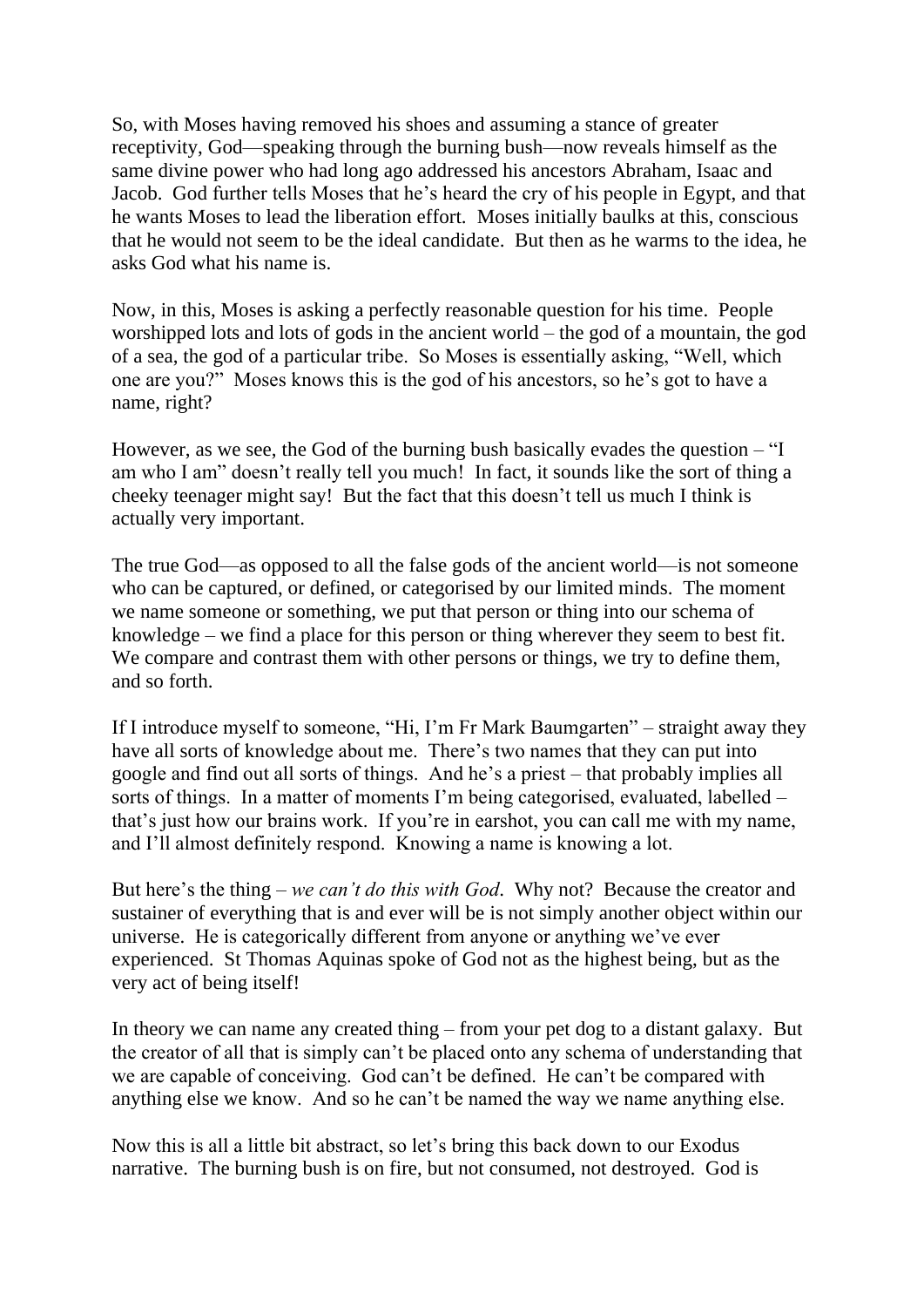So, with Moses having removed his shoes and assuming a stance of greater receptivity, God—speaking through the burning bush—now reveals himself as the same divine power who had long ago addressed his ancestors Abraham, Isaac and Jacob. God further tells Moses that he's heard the cry of his people in Egypt, and that he wants Moses to lead the liberation effort. Moses initially baulks at this, conscious that he would not seem to be the ideal candidate. But then as he warms to the idea, he asks God what his name is.

Now, in this, Moses is asking a perfectly reasonable question for his time. People worshipped lots and lots of gods in the ancient world – the god of a mountain, the god of a sea, the god of a particular tribe. So Moses is essentially asking, "Well, which one are you?" Moses knows this is the god of his ancestors, so he's got to have a name, right?

However, as we see, the God of the burning bush basically evades the question – "I am who I am" doesn't really tell you much! In fact, it sounds like the sort of thing a cheeky teenager might say! But the fact that this doesn't tell us much I think is actually very important.

The true God—as opposed to all the false gods of the ancient world—is not someone who can be captured, or defined, or categorised by our limited minds. The moment we name someone or something, we put that person or thing into our schema of knowledge – we find a place for this person or thing wherever they seem to best fit. We compare and contrast them with other persons or things, we try to define them, and so forth.

If I introduce myself to someone, "Hi, I'm Fr Mark Baumgarten" – straight away they have all sorts of knowledge about me. There's two names that they can put into google and find out all sorts of things. And he's a priest – that probably implies all sorts of things. In a matter of moments I'm being categorised, evaluated, labelled – that's just how our brains work. If you're in earshot, you can call me with my name, and I'll almost definitely respond. Knowing a name is knowing a lot.

But here's the thing – *we can't do this with God*. Why not? Because the creator and sustainer of everything that is and ever will be is not simply another object within our universe. He is categorically different from anyone or anything we've ever experienced. St Thomas Aquinas spoke of God not as the highest being, but as the very act of being itself!

In theory we can name any created thing – from your pet dog to a distant galaxy. But the creator of all that is simply can't be placed onto any schema of understanding that we are capable of conceiving. God can't be defined. He can't be compared with anything else we know. And so he can't be named the way we name anything else.

Now this is all a little bit abstract, so let's bring this back down to our Exodus narrative. The burning bush is on fire, but not consumed, not destroyed. God is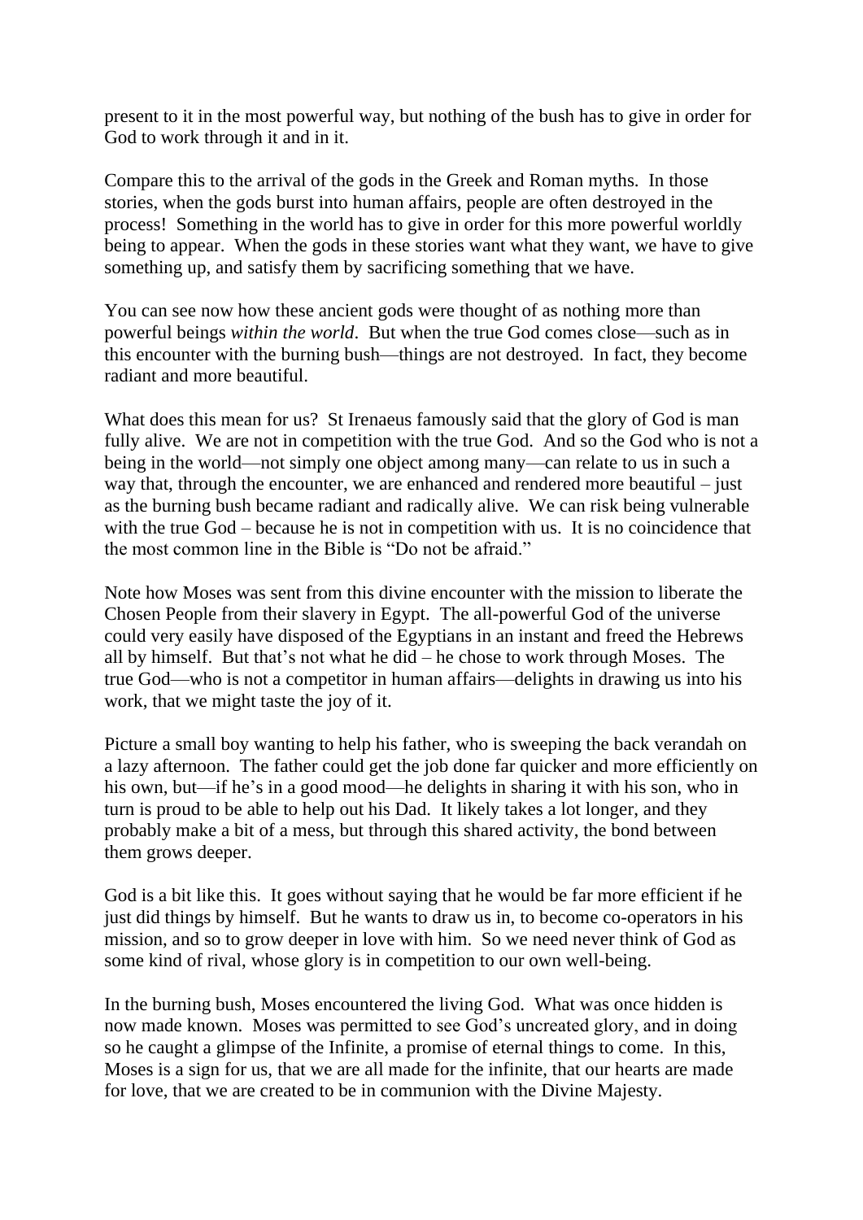present to it in the most powerful way, but nothing of the bush has to give in order for God to work through it and in it.

Compare this to the arrival of the gods in the Greek and Roman myths. In those stories, when the gods burst into human affairs, people are often destroyed in the process! Something in the world has to give in order for this more powerful worldly being to appear. When the gods in these stories want what they want, we have to give something up, and satisfy them by sacrificing something that we have.

You can see now how these ancient gods were thought of as nothing more than powerful beings *within the world*. But when the true God comes close—such as in this encounter with the burning bush—things are not destroyed. In fact, they become radiant and more beautiful.

What does this mean for us? St Irenaeus famously said that the glory of God is man fully alive. We are not in competition with the true God. And so the God who is not a being in the world—not simply one object among many—can relate to us in such a way that, through the encounter, we are enhanced and rendered more beautiful – just as the burning bush became radiant and radically alive. We can risk being vulnerable with the true God – because he is not in competition with us. It is no coincidence that the most common line in the Bible is "Do not be afraid."

Note how Moses was sent from this divine encounter with the mission to liberate the Chosen People from their slavery in Egypt. The all-powerful God of the universe could very easily have disposed of the Egyptians in an instant and freed the Hebrews all by himself. But that's not what he did – he chose to work through Moses. The true God—who is not a competitor in human affairs—delights in drawing us into his work, that we might taste the joy of it.

Picture a small boy wanting to help his father, who is sweeping the back verandah on a lazy afternoon. The father could get the job done far quicker and more efficiently on his own, but—if he's in a good mood—he delights in sharing it with his son, who in turn is proud to be able to help out his Dad. It likely takes a lot longer, and they probably make a bit of a mess, but through this shared activity, the bond between them grows deeper.

God is a bit like this. It goes without saying that he would be far more efficient if he just did things by himself. But he wants to draw us in, to become co-operators in his mission, and so to grow deeper in love with him. So we need never think of God as some kind of rival, whose glory is in competition to our own well-being.

In the burning bush, Moses encountered the living God. What was once hidden is now made known. Moses was permitted to see God's uncreated glory, and in doing so he caught a glimpse of the Infinite, a promise of eternal things to come. In this, Moses is a sign for us, that we are all made for the infinite, that our hearts are made for love, that we are created to be in communion with the Divine Majesty.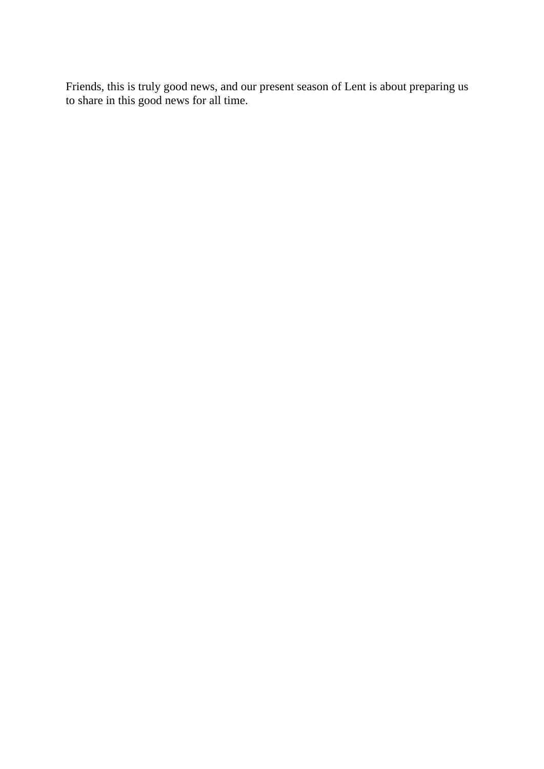Friends, this is truly good news, and our present season of Lent is about preparing us to share in this good news for all time.